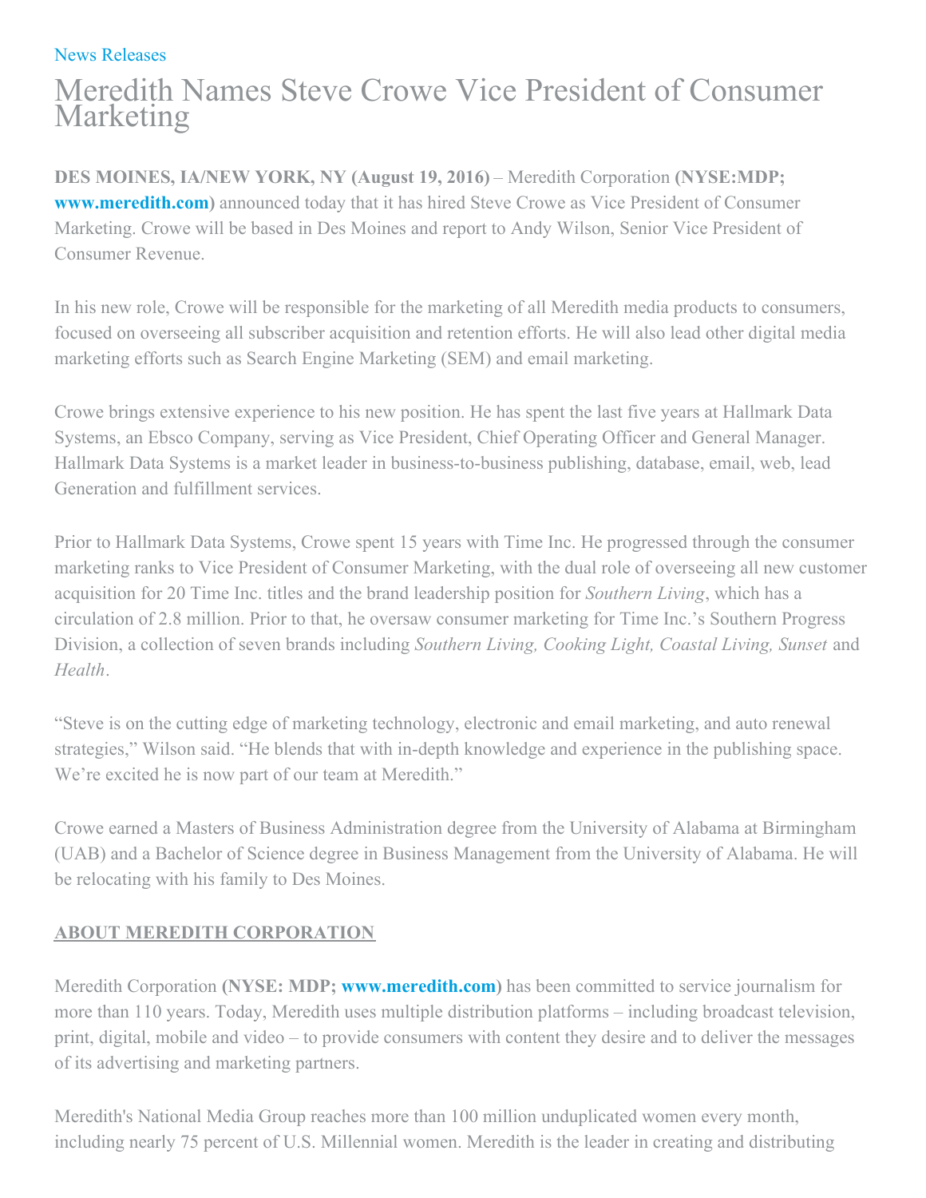News Releases

# Meredith Names Steve Crowe Vice President of Consumer Marketing

**DES MOINES, IA/NEW YORK, NY (August 19, 2016)** – Meredith Corporation **(NYSE:MDP; www.meredith.com)** announced today that it has hired Steve Crowe as Vice President of Consumer Marketing. Crowe will be based in Des Moines and report to Andy Wilson, Senior Vice President of Consumer Revenue.

In his new role, Crowe will be responsible for the marketing of all Meredith media products to consumers, focused on overseeing all subscriber acquisition and retention efforts. He will also lead other digital media marketing efforts such as Search Engine Marketing (SEM) and email marketing.

Crowe brings extensive experience to his new position. He has spent the last five years at Hallmark Data Systems, an Ebsco Company, serving as Vice President, Chief Operating Officer and General Manager. Hallmark Data Systems is a market leader in business-to-business publishing, database, email, web, lead Generation and fulfillment services.

Prior to Hallmark Data Systems, Crowe spent 15 years with Time Inc. He progressed through the consumer marketing ranks to Vice President of Consumer Marketing, with the dual role of overseeing all new customer acquisition for 20 Time Inc. titles and the brand leadership position for *Southern Living*, which has a circulation of 2.8 million. Prior to that, he oversaw consumer marketing for Time Inc.'s Southern Progress Division, a collection of seven brands including *Southern Living, Cooking Light, Coastal Living, Sunset* and *Health*.

"Steve is on the cutting edge of marketing technology, electronic and email marketing, and auto renewal strategies," Wilson said. "He blends that with in-depth knowledge and experience in the publishing space. We're excited he is now part of our team at Meredith."

Crowe earned a Masters of Business Administration degree from the University of Alabama at Birmingham (UAB) and a Bachelor of Science degree in Business Management from the University of Alabama. He will be relocating with his family to Des Moines.

## ABOUT MEREDITH CORPORATION

Meredith Corporation **(NYSE: MDP; www.meredith.com)** has been committed to service journalism for more than 110 years. Today, Meredith uses multiple distribution platforms – including broadcast television, print, digital, mobile and video – to provide consumers with content they desire and to deliver the messages of its advertising and marketing partners.

Meredith's National Media Group reaches more than 100 million unduplicated women every month, including nearly 75 percent of U.S. Millennial women. Meredith is the leader in creating and distributing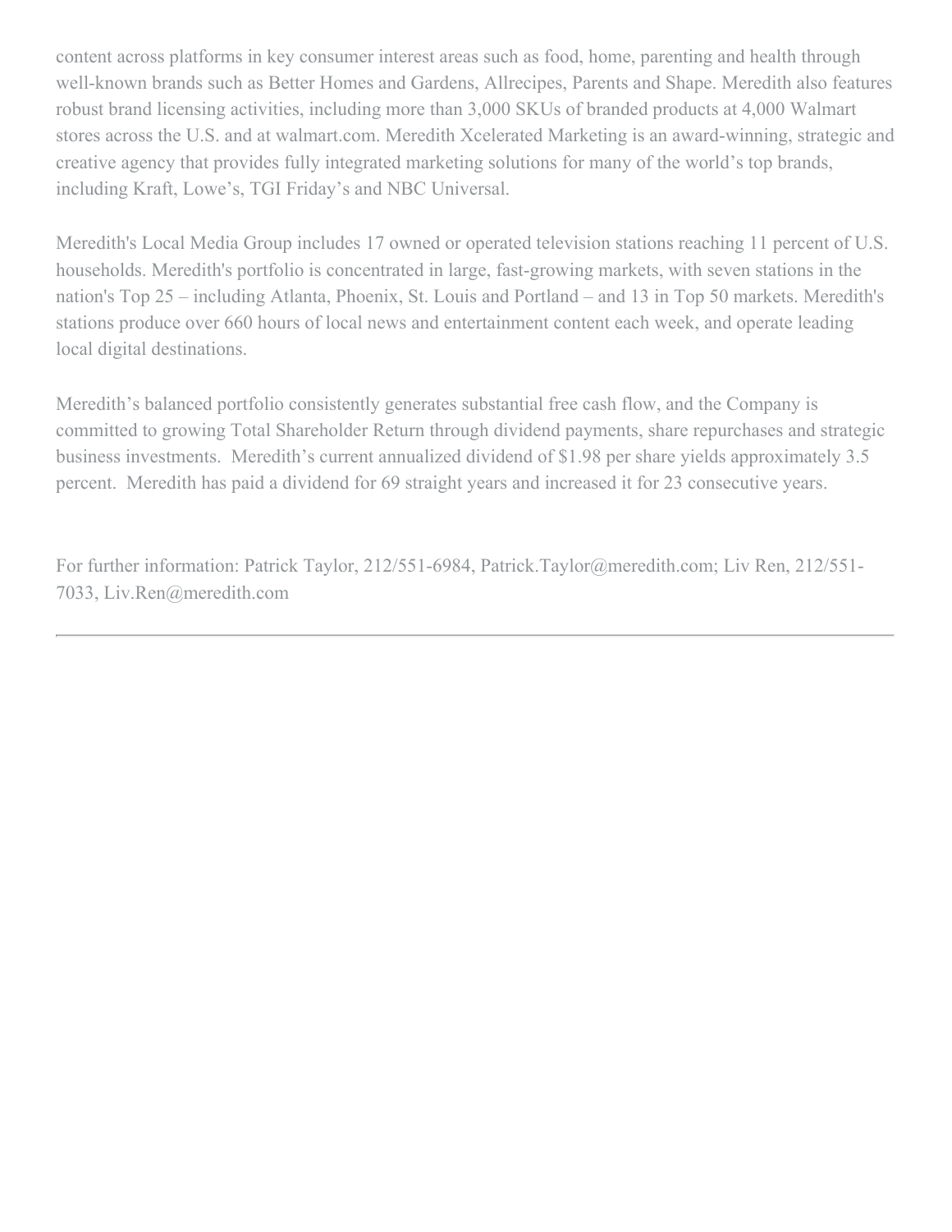content across platforms in key consumer interest areas such as food, home, parenting and health through well-known brands such as Better Homes and Gardens, Allrecipes, Parents and Shape. Meredith also features robust brand licensing activities, including more than 3,000 SKUs of branded products at 4,000 Walmart stores across the U.S. and at walmart.com. Meredith Xcelerated Marketing is an award-winning, strategic and creative agency that provides fully integrated marketing solutions for many of the world's top brands, including Kraft, Lowe's, TGI Friday's and NBC Universal.

Meredith's Local Media Group includes 17 owned or operated television stations reaching 11 percent of U.S. households. Meredith's portfolio is concentrated in large, fast-growing markets, with seven stations in the nation's Top 25 – including Atlanta, Phoenix, St. Louis and Portland – and 13 in Top 50 markets. Meredith's stations produce over 660 hours of local news and entertainment content each week, and operate leading local digital destinations.

Meredith's balanced portfolio consistently generates substantial free cash flow, and the Company is committed to growing Total Shareholder Return through dividend payments, share repurchases and strategic business investments. Meredith's current annualized dividend of $1.98 per share yields approximately 3.5 percent. Meredith has paid a dividend for 69 straight years and increased it for 23 consecutive years.

For further information: Patrick Taylor, 212/551-6984, Patrick.Taylor@meredith.com; Liv Ren, 212/551-7033, Liv.Ren@meredith.com

---